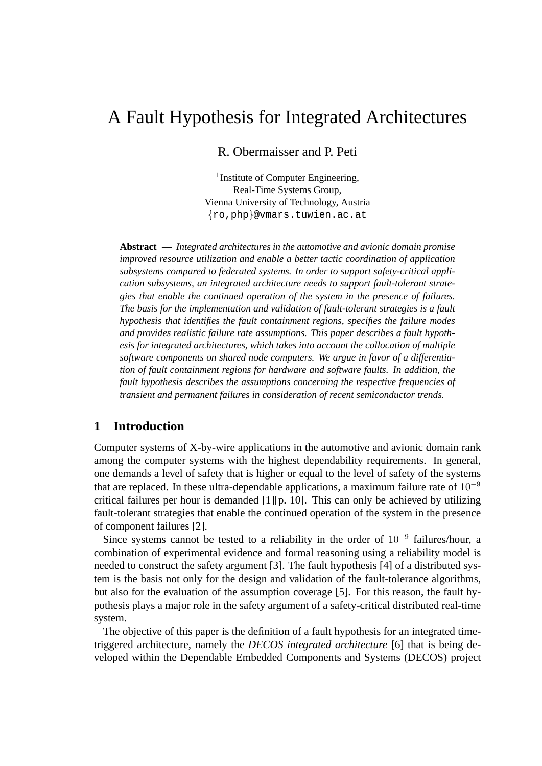# A Fault Hypothesis for Integrated Architectures

R. Obermaisser and P. Peti

[1]Institute of Computer Engineering,
Real-Time Systems Group,
Vienna University of Technology, Austria
{ro,php}@vmars.tuwien.ac.at

**Abstract** — *Integrated architectures in the automotive and avionic domain promise improved resource utilization and enable a better tactic coordination of application subsystems compared to federated systems. In order to support safety-critical application subsystems, an integrated architecture needs to support fault-tolerant strategies that enable the continued operation of the system in the presence of failures. The basis for the implementation and validation of fault-tolerant strategies is a fault hypothesis that identifies the fault containment regions, specifies the failure modes and provides realistic failure rate assumptions. This paper describes a fault hypothesis for integrated architectures, which takes into account the collocation of multiple software components on shared node computers. We argue in favor of a differentiation of fault containment regions for hardware and software faults. In addition, the fault hypothesis describes the assumptions concerning the respective frequencies of transient and permanent failures in consideration of recent semiconductor trends.*

## 1 Introduction

Computer systems of X-by-wire applications in the automotive and avionic domain rank among the computer systems with the highest dependability requirements. In general, one demands a level of safety that is higher or equal to the level of safety of the systems that are replaced. In these ultra-dependable applications, a maximum failure rate of $10^{-9}$ critical failures per hour is demanded [1][p. 10]. This can only be achieved by utilizing fault-tolerant strategies that enable the continued operation of the system in the presence of component failures [2].

Since systems cannot be tested to a reliability in the order of $10^{-9}$ failures/hour, a combination of experimental evidence and formal reasoning using a reliability model is needed to construct the safety argument [3]. The fault hypothesis [4] of a distributed system is the basis not only for the design and validation of the fault-tolerance algorithms, but also for the evaluation of the assumption coverage [5]. For this reason, the fault hypothesis plays a major role in the safety argument of a safety-critical distributed real-time system.

The objective of this paper is the definition of a fault hypothesis for an integrated time-triggered architecture, namely the *DECOS integrated architecture* [6] that is being developed within the Dependable Embedded Components and Systems (DECOS) project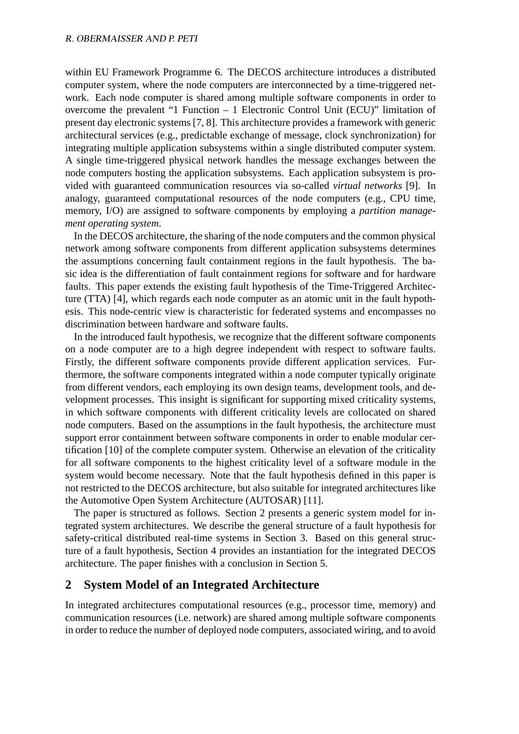within EU Framework Programme 6. The DECOS architecture introduces a distributed computer system, where the node computers are interconnected by a time-triggered network. Each node computer is shared among multiple software components in order to overcome the prevalent "1 Function – 1 Electronic Control Unit (ECU)" limitation of present day electronic systems [7, 8]. This architecture provides a framework with generic architectural services (e.g., predictable exchange of message, clock synchronization) for integrating multiple application subsystems within a single distributed computer system. A single time-triggered physical network handles the message exchanges between the node computers hosting the application subsystems. Each application subsystem is provided with guaranteed communication resources via so-called *virtual networks* [9]. In analogy, guaranteed computational resources of the node computers (e.g., CPU time, memory, I/O) are assigned to software components by employing a *partition management operating system*.

In the DECOS architecture, the sharing of the node computers and the common physical network among software components from different application subsystems determines the assumptions concerning fault containment regions in the fault hypothesis. The basic idea is the differentiation of fault containment regions for software and for hardware faults. This paper extends the existing fault hypothesis of the Time-Triggered Architecture (TTA) [4], which regards each node computer as an atomic unit in the fault hypothesis. This node-centric view is characteristic for federated systems and encompasses no discrimination between hardware and software faults.

In the introduced fault hypothesis, we recognize that the different software components on a node computer are to a high degree independent with respect to software faults. Firstly, the different software components provide different application services. Furthermore, the software components integrated within a node computer typically originate from different vendors, each employing its own design teams, development tools, and development processes. This insight is significant for supporting mixed criticality systems, in which software components with different criticality levels are collocated on shared node computers. Based on the assumptions in the fault hypothesis, the architecture must support error containment between software components in order to enable modular certification [10] of the complete computer system. Otherwise an elevation of the criticality for all software components to the highest criticality level of a software module in the system would become necessary. Note that the fault hypothesis defined in this paper is not restricted to the DECOS architecture, but also suitable for integrated architectures like the Automotive Open System Architecture (AUTOSAR) [11].

The paper is structured as follows. Section 2 presents a generic system model for integrated system architectures. We describe the general structure of a fault hypothesis for safety-critical distributed real-time systems in Section 3. Based on this general structure of a fault hypothesis, Section 4 provides an instantiation for the integrated DECOS architecture. The paper finishes with a conclusion in Section 5.

## 2 System Model of an Integrated Architecture

In integrated architectures computational resources (e.g., processor time, memory) and communication resources (i.e. network) are shared among multiple software components in order to reduce the number of deployed node computers, associated wiring, and to avoid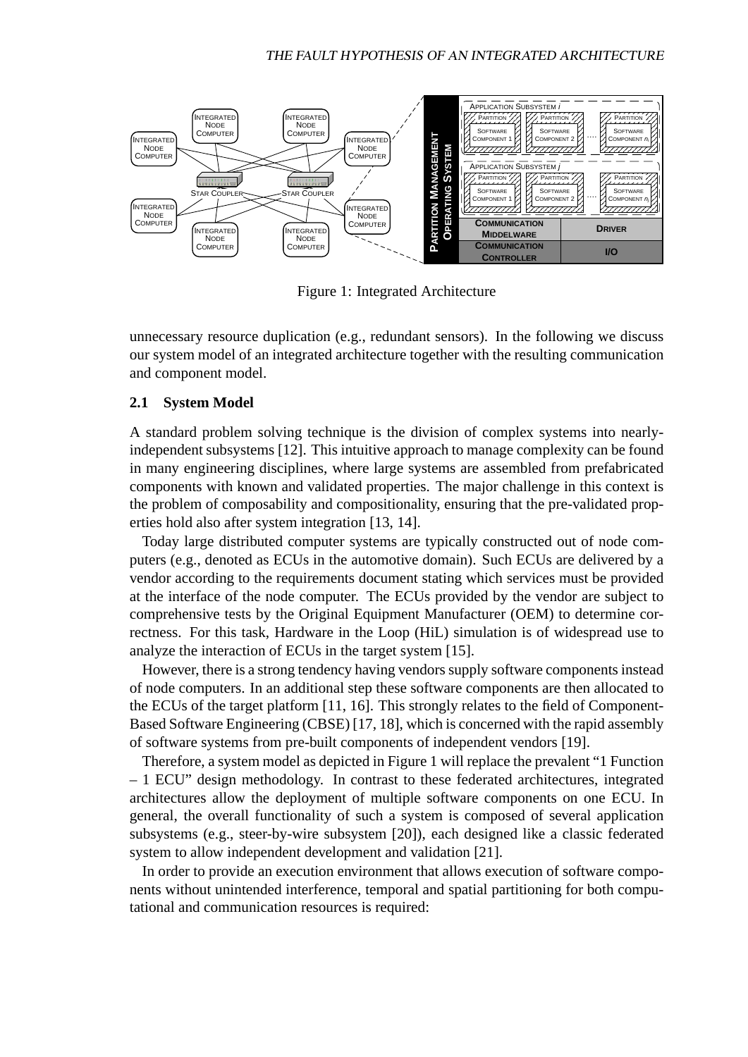Figure 1: Integrated Architecture

unnecessary resource duplication (e.g., redundant sensors). In the following we discuss our system model of an integrated architecture together with the resulting communication and component model.

### 2.1 System Model

A standard problem solving technique is the division of complex systems into nearly-independent subsystems [12]. This intuitive approach to manage complexity can be found in many engineering disciplines, where large systems are assembled from prefabricated components with known and validated properties. The major challenge in this context is the problem of composability and compositionality, ensuring that the pre-validated properties hold also after system integration [13, 14].

Today large distributed computer systems are typically constructed out of node computers (e.g., denoted as ECUs in the automotive domain). Such ECUs are delivered by a vendor according to the requirements document stating which services must be provided at the interface of the node computer. The ECUs provided by the vendor are subject to comprehensive tests by the Original Equipment Manufacturer (OEM) to determine correctness. For this task, Hardware in the Loop (HiL) simulation is of widespread use to analyze the interaction of ECUs in the target system [15].

However, there is a strong tendency having vendors supply software components instead of node computers. In an additional step these software components are then allocated to the ECUs of the target platform [11, 16]. This strongly relates to the field of Component-Based Software Engineering (CBSE) [17, 18], which is concerned with the rapid assembly of software systems from pre-built components of independent vendors [19].

Therefore, a system model as depicted in Figure 1 will replace the prevalent "1 Function – 1 ECU" design methodology. In contrast to these federated architectures, integrated architectures allow the deployment of multiple software components on one ECU. In general, the overall functionality of such a system is composed of several application subsystems (e.g., steer-by-wire subsystem [20]), each designed like a classic federated system to allow independent development and validation [21].

In order to provide an execution environment that allows execution of software components without unintended interference, temporal and spatial partitioning for both computational and communication resources is required: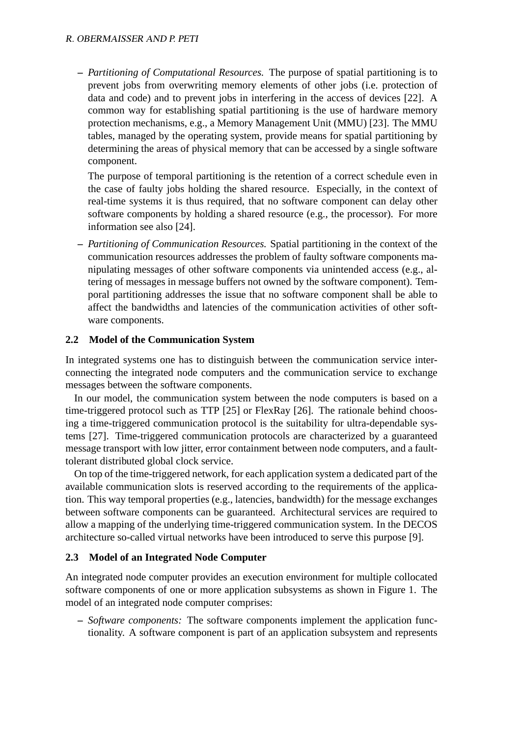- *Partitioning of Computational Resources.* The purpose of spatial partitioning is to prevent jobs from overwriting memory elements of other jobs (i.e. protection of data and code) and to prevent jobs in interfering in the access of devices [22]. A common way for establishing spatial partitioning is the use of hardware memory protection mechanisms, e.g., a Memory Management Unit (MMU) [23]. The MMU tables, managed by the operating system, provide means for spatial partitioning by determining the areas of physical memory that can be accessed by a single software component.

  The purpose of temporal partitioning is the retention of a correct schedule even in the case of faulty jobs holding the shared resource. Especially, in the context of real-time systems it is thus required, that no software component can delay other software components by holding a shared resource (e.g., the processor). For more information see also [24].

- *Partitioning of Communication Resources.* Spatial partitioning in the context of the communication resources addresses the problem of faulty software components manipulating messages of other software components via unintended access (e.g., altering of messages in message buffers not owned by the software component). Temporal partitioning addresses the issue that no software component shall be able to affect the bandwidths and latencies of the communication activities of other software components.

### 2.2 Model of the Communication System

In integrated systems one has to distinguish between the communication service interconnecting the integrated node computers and the communication service to exchange messages between the software components.

In our model, the communication system between the node computers is based on a time-triggered protocol such as TTP [25] or FlexRay [26]. The rationale behind choosing a time-triggered communication protocol is the suitability for ultra-dependable systems [27]. Time-triggered communication protocols are characterized by a guaranteed message transport with low jitter, error containment between node computers, and a fault-tolerant distributed global clock service.

On top of the time-triggered network, for each application system a dedicated part of the available communication slots is reserved according to the requirements of the application. This way temporal properties (e.g., latencies, bandwidth) for the message exchanges between software components can be guaranteed. Architectural services are required to allow a mapping of the underlying time-triggered communication system. In the DECOS architecture so-called virtual networks have been introduced to serve this purpose [9].

### 2.3 Model of an Integrated Node Computer

An integrated node computer provides an execution environment for multiple collocated software components of one or more application subsystems as shown in Figure 1. The model of an integrated node computer comprises:

- *Software components:* The software components implement the application functionality. A software component is part of an application subsystem and represents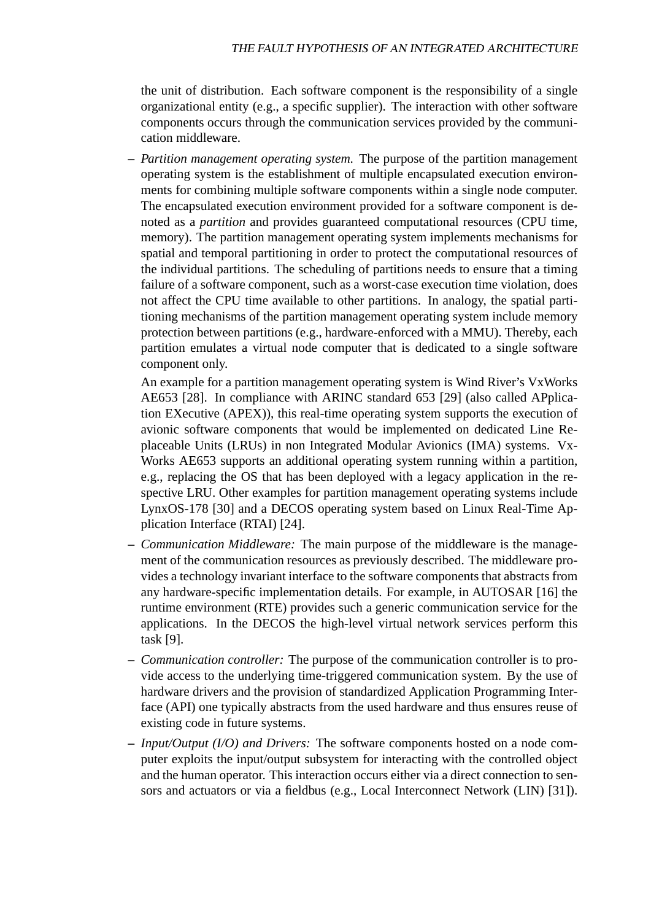the unit of distribution. Each software component is the responsibility of a single organizational entity (e.g., a specific supplier). The interaction with other software components occurs through the communication services provided by the communication middleware.

– *Partition management operating system.* The purpose of the partition management operating system is the establishment of multiple encapsulated execution environments for combining multiple software components within a single node computer. The encapsulated execution environment provided for a software component is denoted as a *partition* and provides guaranteed computational resources (CPU time, memory). The partition management operating system implements mechanisms for spatial and temporal partitioning in order to protect the computational resources of the individual partitions. The scheduling of partitions needs to ensure that a timing failure of a software component, such as a worst-case execution time violation, does not affect the CPU time available to other partitions. In analogy, the spatial partitioning mechanisms of the partition management operating system include memory protection between partitions (e.g., hardware-enforced with a MMU). Thereby, each partition emulates a virtual node computer that is dedicated to a single software component only.

  An example for a partition management operating system is Wind River's VxWorks AE653 [28]. In compliance with ARINC standard 653 [29] (also called APplication EXecutive (APEX)), this real-time operating system supports the execution of avionic software components that would be implemented on dedicated Line Replaceable Units (LRUs) in non Integrated Modular Avionics (IMA) systems. VxWorks AE653 supports an additional operating system running within a partition, e.g., replacing the OS that has been deployed with a legacy application in the respective LRU. Other examples for partition management operating systems include LynxOS-178 [30] and a DECOS operating system based on Linux Real-Time Application Interface (RTAI) [24].

– *Communication Middleware:* The main purpose of the middleware is the management of the communication resources as previously described. The middleware provides a technology invariant interface to the software components that abstracts from any hardware-specific implementation details. For example, in AUTOSAR [16] the runtime environment (RTE) provides such a generic communication service for the applications. In the DECOS the high-level virtual network services perform this task [9].

– *Communication controller:* The purpose of the communication controller is to provide access to the underlying time-triggered communication system. By the use of hardware drivers and the provision of standardized Application Programming Interface (API) one typically abstracts from the used hardware and thus ensures reuse of existing code in future systems.

– *Input/Output (I/O) and Drivers:* The software components hosted on a node computer exploits the input/output subsystem for interacting with the controlled object and the human operator. This interaction occurs either via a direct connection to sensors and actuators or via a fieldbus (e.g., Local Interconnect Network (LIN) [31]).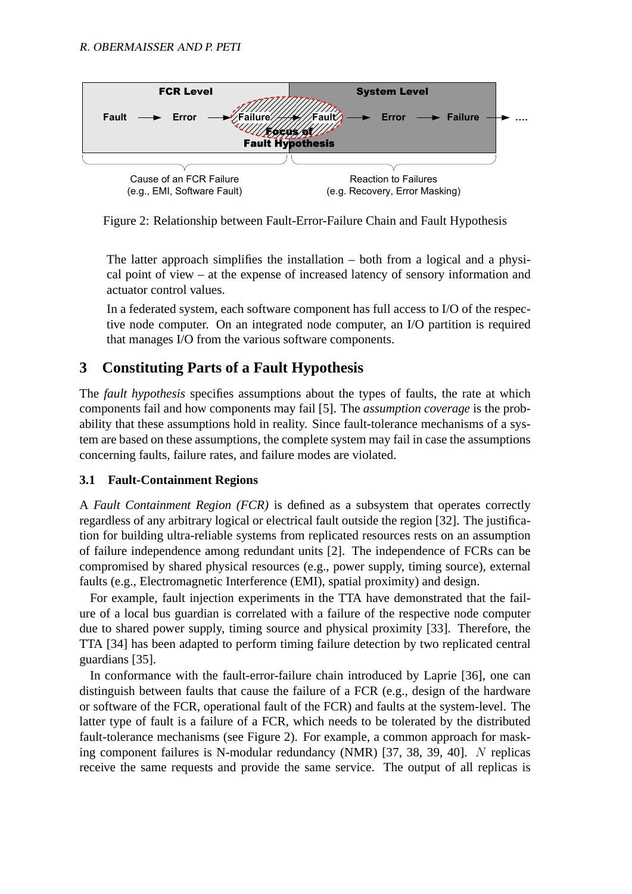Figure 2: Relationship between Fault-Error-Failure Chain and Fault Hypothesis

The latter approach simplifies the installation – both from a logical and a physical point of view – at the expense of increased latency of sensory information and actuator control values.

In a federated system, each software component has full access to I/O of the respective node computer. On an integrated node computer, an I/O partition is required that manages I/O from the various software components.

## 3 Constituting Parts of a Fault Hypothesis

The *fault hypothesis* specifies assumptions about the types of faults, the rate at which components fail and how components may fail [5]. The *assumption coverage* is the probability that these assumptions hold in reality. Since fault-tolerance mechanisms of a system are based on these assumptions, the complete system may fail in case the assumptions concerning faults, failure rates, and failure modes are violated.

### 3.1 Fault-Containment Regions

A *Fault Containment Region (FCR)* is defined as a subsystem that operates correctly regardless of any arbitrary logical or electrical fault outside the region [32]. The justification for building ultra-reliable systems from replicated resources rests on an assumption of failure independence among redundant units [2]. The independence of FCRs can be compromised by shared physical resources (e.g., power supply, timing source), external faults (e.g., Electromagnetic Interference (EMI), spatial proximity) and design.

For example, fault injection experiments in the TTA have demonstrated that the failure of a local bus guardian is correlated with a failure of the respective node computer due to shared power supply, timing source and physical proximity [33]. Therefore, the TTA [34] has been adapted to perform timing failure detection by two replicated central guardians [35].

In conformance with the fault-error-failure chain introduced by Laprie [36], one can distinguish between faults that cause the failure of a FCR (e.g., design of the hardware or software of the FCR, operational fault of the FCR) and faults at the system-level. The latter type of fault is a failure of a FCR, which needs to be tolerated by the distributed fault-tolerance mechanisms (see Figure 2). For example, a common approach for masking component failures is N-modular redundancy (NMR) [37, 38, 39, 40]. $N$ replicas receive the same requests and provide the same service. The output of all replicas is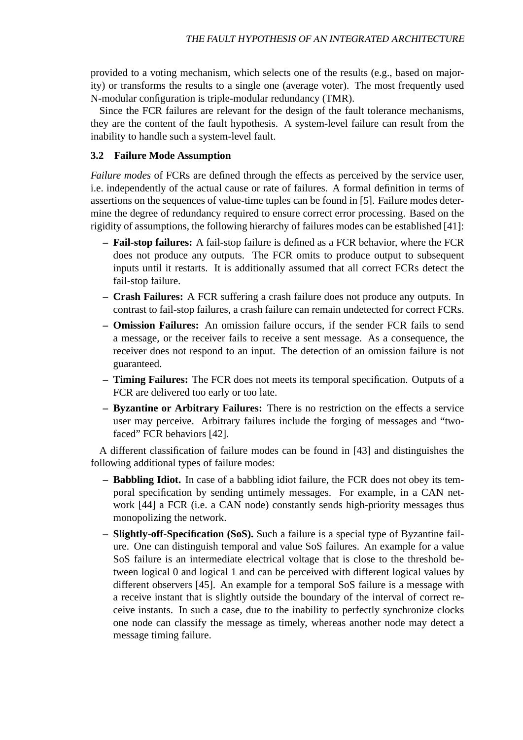provided to a voting mechanism, which selects one of the results (e.g., based on majority) or transforms the results to a single one (average voter). The most frequently used N-modular configuration is triple-modular redundancy (TMR).

Since the FCR failures are relevant for the design of the fault tolerance mechanisms, they are the content of the fault hypothesis. A system-level failure can result from the inability to handle such a system-level fault.

### 3.2 Failure Mode Assumption

*Failure modes* of FCRs are defined through the effects as perceived by the service user, i.e. independently of the actual cause or rate of failures. A formal definition in terms of assertions on the sequences of value-time tuples can be found in [5]. Failure modes determine the degree of redundancy required to ensure correct error processing. Based on the rigidity of assumptions, the following hierarchy of failures modes can be established [41]:

- **Fail-stop failures:** A fail-stop failure is defined as a FCR behavior, where the FCR does not produce any outputs. The FCR omits to produce output to subsequent inputs until it restarts. It is additionally assumed that all correct FCRs detect the fail-stop failure.
- **Crash Failures:** A FCR suffering a crash failure does not produce any outputs. In contrast to fail-stop failures, a crash failure can remain undetected for correct FCRs.
- **Omission Failures:** An omission failure occurs, if the sender FCR fails to send a message, or the receiver fails to receive a sent message. As a consequence, the receiver does not respond to an input. The detection of an omission failure is not guaranteed.
- **Timing Failures:** The FCR does not meets its temporal specification. Outputs of a FCR are delivered too early or too late.
- **Byzantine or Arbitrary Failures:** There is no restriction on the effects a service user may perceive. Arbitrary failures include the forging of messages and "two-faced" FCR behaviors [42].

A different classification of failure modes can be found in [43] and distinguishes the following additional types of failure modes:

- **Babbling Idiot.** In case of a babbling idiot failure, the FCR does not obey its temporal specification by sending untimely messages. For example, in a CAN network [44] a FCR (i.e. a CAN node) constantly sends high-priority messages thus monopolizing the network.
- **Slightly-off-Specification (SoS).** Such a failure is a special type of Byzantine failure. One can distinguish temporal and value SoS failures. An example for a value SoS failure is an intermediate electrical voltage that is close to the threshold between logical 0 and logical 1 and can be perceived with different logical values by different observers [45]. An example for a temporal SoS failure is a message with a receive instant that is slightly outside the boundary of the interval of correct receive instants. In such a case, due to the inability to perfectly synchronize clocks one node can classify the message as timely, whereas another node may detect a message timing failure.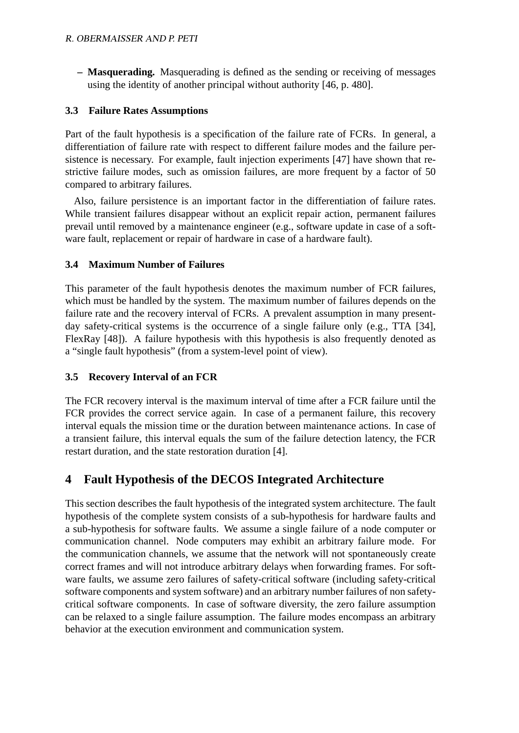– **Masquerading.** Masquerading is defined as the sending or receiving of messages using the identity of another principal without authority [46, p. 480].

### 3.3 Failure Rates Assumptions

Part of the fault hypothesis is a specification of the failure rate of FCRs. In general, a differentiation of failure rate with respect to different failure modes and the failure persistence is necessary. For example, fault injection experiments [47] have shown that restrictive failure modes, such as omission failures, are more frequent by a factor of 50 compared to arbitrary failures.

Also, failure persistence is an important factor in the differentiation of failure rates. While transient failures disappear without an explicit repair action, permanent failures prevail until removed by a maintenance engineer (e.g., software update in case of a software fault, replacement or repair of hardware in case of a hardware fault).

### 3.4 Maximum Number of Failures

This parameter of the fault hypothesis denotes the maximum number of FCR failures, which must be handled by the system. The maximum number of failures depends on the failure rate and the recovery interval of FCRs. A prevalent assumption in many present-day safety-critical systems is the occurrence of a single failure only (e.g., TTA [34], FlexRay [48]). A failure hypothesis with this hypothesis is also frequently denoted as a "single fault hypothesis" (from a system-level point of view).

### 3.5 Recovery Interval of an FCR

The FCR recovery interval is the maximum interval of time after a FCR failure until the FCR provides the correct service again. In case of a permanent failure, this recovery interval equals the mission time or the duration between maintenance actions. In case of a transient failure, this interval equals the sum of the failure detection latency, the FCR restart duration, and the state restoration duration [4].

## 4 Fault Hypothesis of the DECOS Integrated Architecture

This section describes the fault hypothesis of the integrated system architecture. The fault hypothesis of the complete system consists of a sub-hypothesis for hardware faults and a sub-hypothesis for software faults. We assume a single failure of a node computer or communication channel. Node computers may exhibit an arbitrary failure mode. For the communication channels, we assume that the network will not spontaneously create correct frames and will not introduce arbitrary delays when forwarding frames. For software faults, we assume zero failures of safety-critical software (including safety-critical software components and system software) and an arbitrary number failures of non safety-critical software components. In case of software diversity, the zero failure assumption can be relaxed to a single failure assumption. The failure modes encompass an arbitrary behavior at the execution environment and communication system.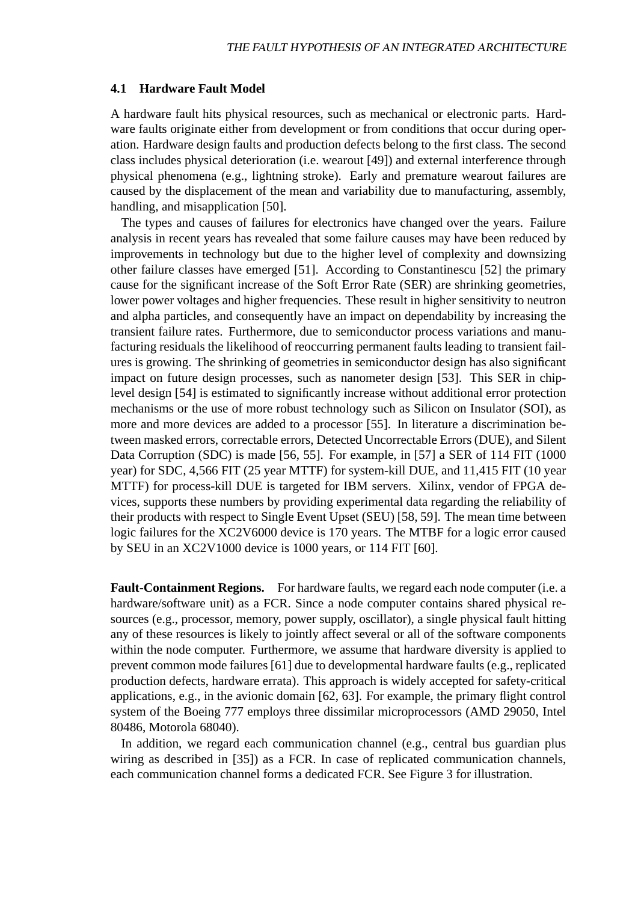### 4.1 Hardware Fault Model

A hardware fault hits physical resources, such as mechanical or electronic parts. Hardware faults originate either from development or from conditions that occur during operation. Hardware design faults and production defects belong to the first class. The second class includes physical deterioration (i.e. wearout [49]) and external interference through physical phenomena (e.g., lightning stroke). Early and premature wearout failures are caused by the displacement of the mean and variability due to manufacturing, assembly, handling, and misapplication [50].

The types and causes of failures for electronics have changed over the years. Failure analysis in recent years has revealed that some failure causes may have been reduced by improvements in technology but due to the higher level of complexity and downsizing other failure classes have emerged [51]. According to Constantinescu [52] the primary cause for the significant increase of the Soft Error Rate (SER) are shrinking geometries, lower power voltages and higher frequencies. These result in higher sensitivity to neutron and alpha particles, and consequently have an impact on dependability by increasing the transient failure rates. Furthermore, due to semiconductor process variations and manufacturing residuals the likelihood of reoccurring permanent faults leading to transient failures is growing. The shrinking of geometries in semiconductor design has also significant impact on future design processes, such as nanometer design [53]. This SER in chip-level design [54] is estimated to significantly increase without additional error protection mechanisms or the use of more robust technology such as Silicon on Insulator (SOI), as more and more devices are added to a processor [55]. In literature a discrimination between masked errors, correctable errors, Detected Uncorrectable Errors (DUE), and Silent Data Corruption (SDC) is made [56, 55]. For example, in [57] a SER of 114 FIT (1000 year) for SDC, 4,566 FIT (25 year MTTF) for system-kill DUE, and 11,415 FIT (10 year MTTF) for process-kill DUE is targeted for IBM servers. Xilinx, vendor of FPGA devices, supports these numbers by providing experimental data regarding the reliability of their products with respect to Single Event Upset (SEU) [58, 59]. The mean time between logic failures for the XC2V6000 device is 170 years. The MTBF for a logic error caused by SEU in an XC2V1000 device is 1000 years, or 114 FIT [60].

**Fault-Containment Regions.** For hardware faults, we regard each node computer (i.e. a hardware/software unit) as a FCR. Since a node computer contains shared physical resources (e.g., processor, memory, power supply, oscillator), a single physical fault hitting any of these resources is likely to jointly affect several or all of the software components within the node computer. Furthermore, we assume that hardware diversity is applied to prevent common mode failures [61] due to developmental hardware faults (e.g., replicated production defects, hardware errata). This approach is widely accepted for safety-critical applications, e.g., in the avionic domain [62, 63]. For example, the primary flight control system of the Boeing 777 employs three dissimilar microprocessors (AMD 29050, Intel 80486, Motorola 68040).

In addition, we regard each communication channel (e.g., central bus guardian plus wiring as described in [35]) as a FCR. In case of replicated communication channels, each communication channel forms a dedicated FCR. See Figure 3 for illustration.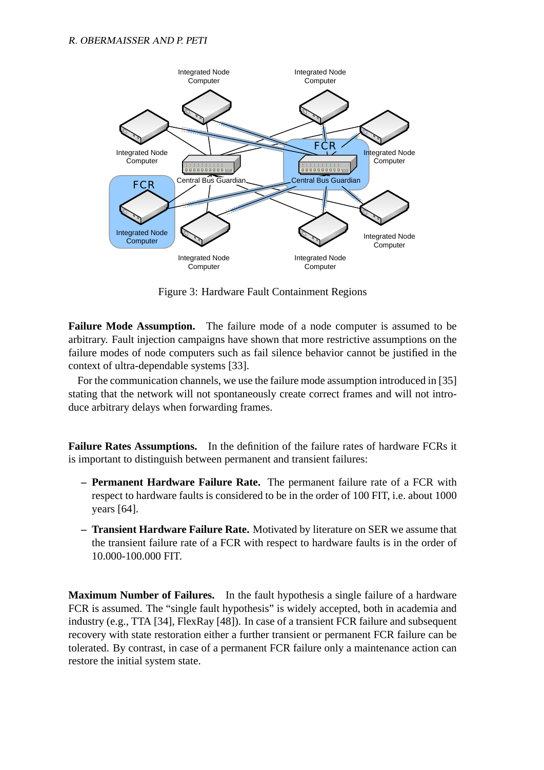Figure 3: Hardware Fault Containment Regions

**Failure Mode Assumption.** The failure mode of a node computer is assumed to be arbitrary. Fault injection campaigns have shown that more restrictive assumptions on the failure modes of node computers such as fail silence behavior cannot be justified in the context of ultra-dependable systems [33].

For the communication channels, we use the failure mode assumption introduced in [35] stating that the network will not spontaneously create correct frames and will not introduce arbitrary delays when forwarding frames.

**Failure Rates Assumptions.** In the definition of the failure rates of hardware FCRs it is important to distinguish between permanent and transient failures:

– **Permanent Hardware Failure Rate.** The permanent failure rate of a FCR with respect to hardware faults is considered to be in the order of 100 FIT, i.e. about 1000 years [64].

– **Transient Hardware Failure Rate.** Motivated by literature on SER we assume that the transient failure rate of a FCR with respect to hardware faults is in the order of 10.000-100.000 FIT.

**Maximum Number of Failures.** In the fault hypothesis a single failure of a hardware FCR is assumed. The "single fault hypothesis" is widely accepted, both in academia and industry (e.g., TTA [34], FlexRay [48]). In case of a transient FCR failure and subsequent recovery with state restoration either a further transient or permanent FCR failure can be tolerated. By contrast, in case of a permanent FCR failure only a maintenance action can restore the initial system state.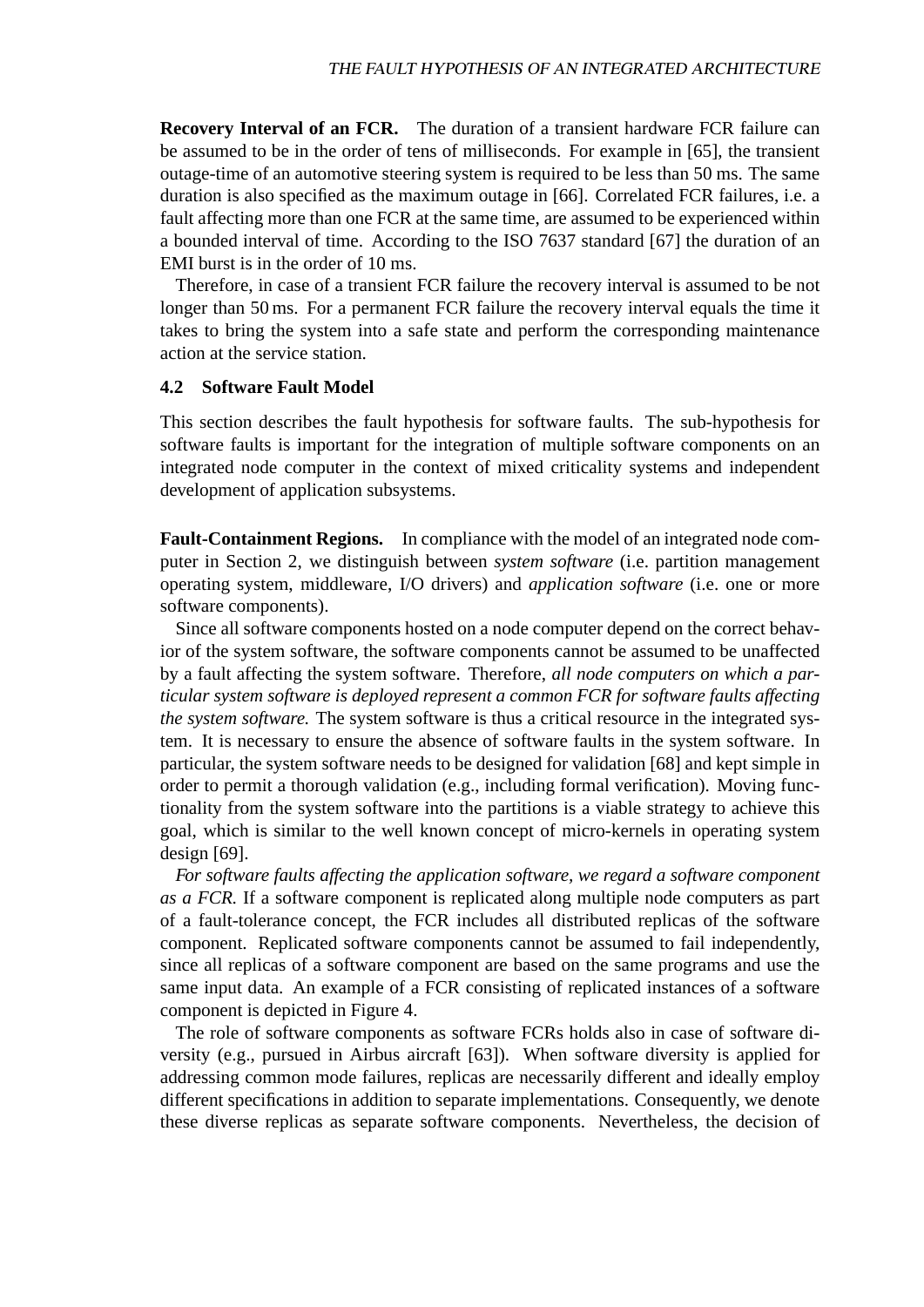**Recovery Interval of an FCR.** The duration of a transient hardware FCR failure can be assumed to be in the order of tens of milliseconds. For example in [65], the transient outage-time of an automotive steering system is required to be less than 50 ms. The same duration is also specified as the maximum outage in [66]. Correlated FCR failures, i.e. a fault affecting more than one FCR at the same time, are assumed to be experienced within a bounded interval of time. According to the ISO 7637 standard [67] the duration of an EMI burst is in the order of 10 ms.

Therefore, in case of a transient FCR failure the recovery interval is assumed to be not longer than 50 ms. For a permanent FCR failure the recovery interval equals the time it takes to bring the system into a safe state and perform the corresponding maintenance action at the service station.

### 4.2 Software Fault Model

This section describes the fault hypothesis for software faults. The sub-hypothesis for software faults is important for the integration of multiple software components on an integrated node computer in the context of mixed criticality systems and independent development of application subsystems.

**Fault-Containment Regions.** In compliance with the model of an integrated node computer in Section 2, we distinguish between *system software* (i.e. partition management operating system, middleware, I/O drivers) and *application software* (i.e. one or more software components).

Since all software components hosted on a node computer depend on the correct behavior of the system software, the software components cannot be assumed to be unaffected by a fault affecting the system software. Therefore, *all node computers on which a particular system software is deployed represent a common FCR for software faults affecting the system software.* The system software is thus a critical resource in the integrated system. It is necessary to ensure the absence of software faults in the system software. In particular, the system software needs to be designed for validation [68] and kept simple in order to permit a thorough validation (e.g., including formal verification). Moving functionality from the system software into the partitions is a viable strategy to achieve this goal, which is similar to the well known concept of micro-kernels in operating system design [69].

*For software faults affecting the application software, we regard a software component as a FCR.* If a software component is replicated along multiple node computers as part of a fault-tolerance concept, the FCR includes all distributed replicas of the software component. Replicated software components cannot be assumed to fail independently, since all replicas of a software component are based on the same programs and use the same input data. An example of a FCR consisting of replicated instances of a software component is depicted in Figure 4.

The role of software components as software FCRs holds also in case of software diversity (e.g., pursued in Airbus aircraft [63]). When software diversity is applied for addressing common mode failures, replicas are necessarily different and ideally employ different specifications in addition to separate implementations. Consequently, we denote these diverse replicas as separate software components. Nevertheless, the decision of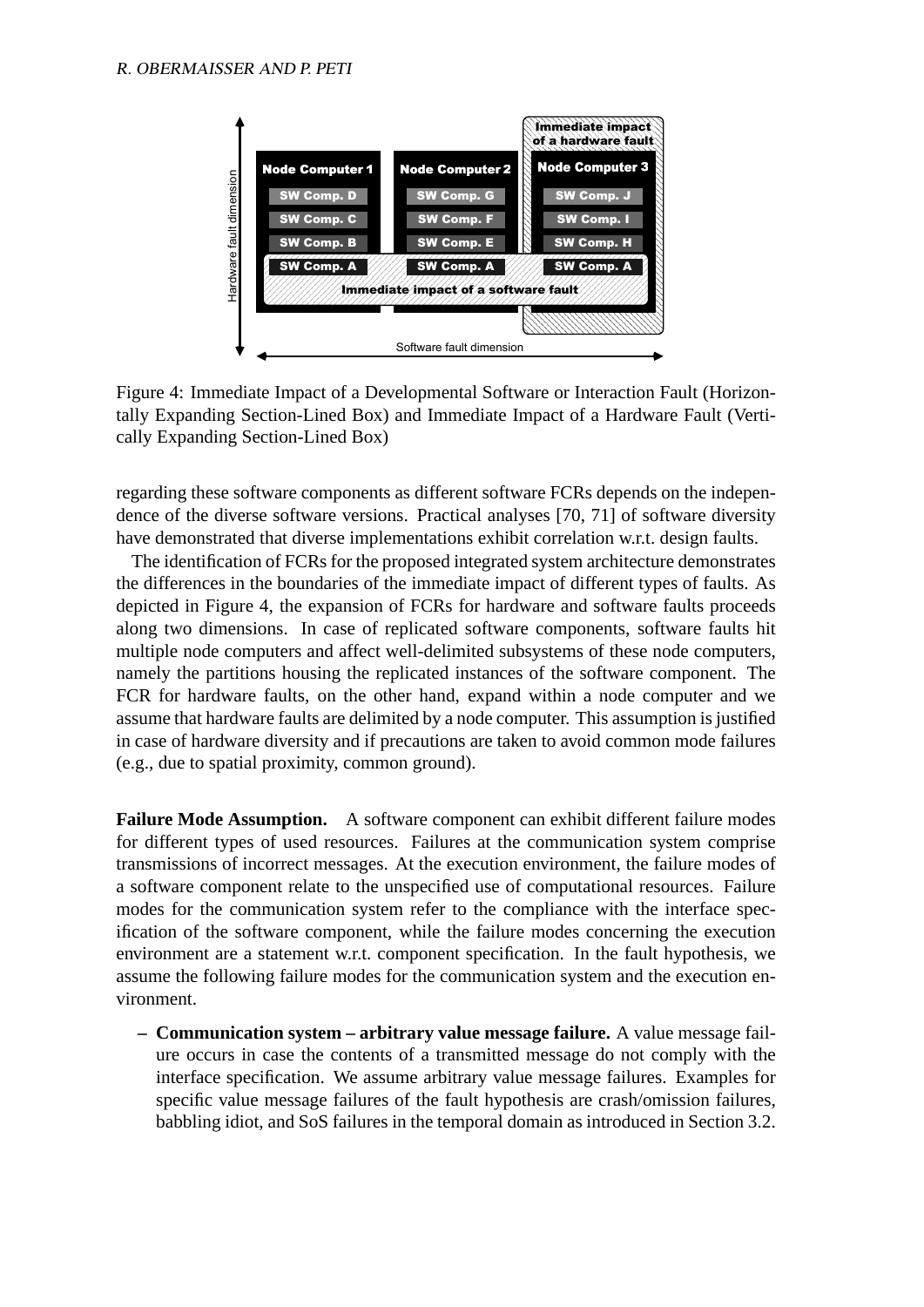Immediate impact of a hardware fault

Node Computer 1

SW Comp. D

SW Comp. C

SW Comp. B

SW Comp. A

Node Computer 2

SW Comp. G

SW Comp. F

SW Comp. E

SW Comp. A

Node Computer 3

SW Comp. J

SW Comp. I

SW Comp. H

SW Comp. A

Immediate impact of a software fault

Hardware fault dimension

Software fault dimension

Figure 4: Immediate Impact of a Developmental Software or Interaction Fault (Horizontally Expanding Section-Lined Box) and Immediate Impact of a Hardware Fault (Vertically Expanding Section-Lined Box)

regarding these software components as different software FCRs depends on the independence of the diverse software versions. Practical analyses [70, 71] of software diversity have demonstrated that diverse implementations exhibit correlation w.r.t. design faults.

The identification of FCRs for the proposed integrated system architecture demonstrates the differences in the boundaries of the immediate impact of different types of faults. As depicted in Figure 4, the expansion of FCRs for hardware and software faults proceeds along two dimensions. In case of replicated software components, software faults hit multiple node computers and affect well-delimited subsystems of these node computers, namely the partitions housing the replicated instances of the software component. The FCR for hardware faults, on the other hand, expand within a node computer and we assume that hardware faults are delimited by a node computer. This assumption is justified in case of hardware diversity and if precautions are taken to avoid common mode failures (e.g., due to spatial proximity, common ground).

**Failure Mode Assumption.** A software component can exhibit different failure modes for different types of used resources. Failures at the communication system comprise transmissions of incorrect messages. At the execution environment, the failure modes of a software component relate to the unspecified use of computational resources. Failure modes for the communication system refer to the compliance with the interface specification of the software component, while the failure modes concerning the execution environment are a statement w.r.t. component specification. In the fault hypothesis, we assume the following failure modes for the communication system and the execution environment.

- **Communication system – arbitrary value message failure.** A value message failure occurs in case the contents of a transmitted message do not comply with the interface specification. We assume arbitrary value message failures. Examples for specific value message failures of the fault hypothesis are crash/omission failures, babbling idiot, and SoS failures in the temporal domain as introduced in Section 3.2.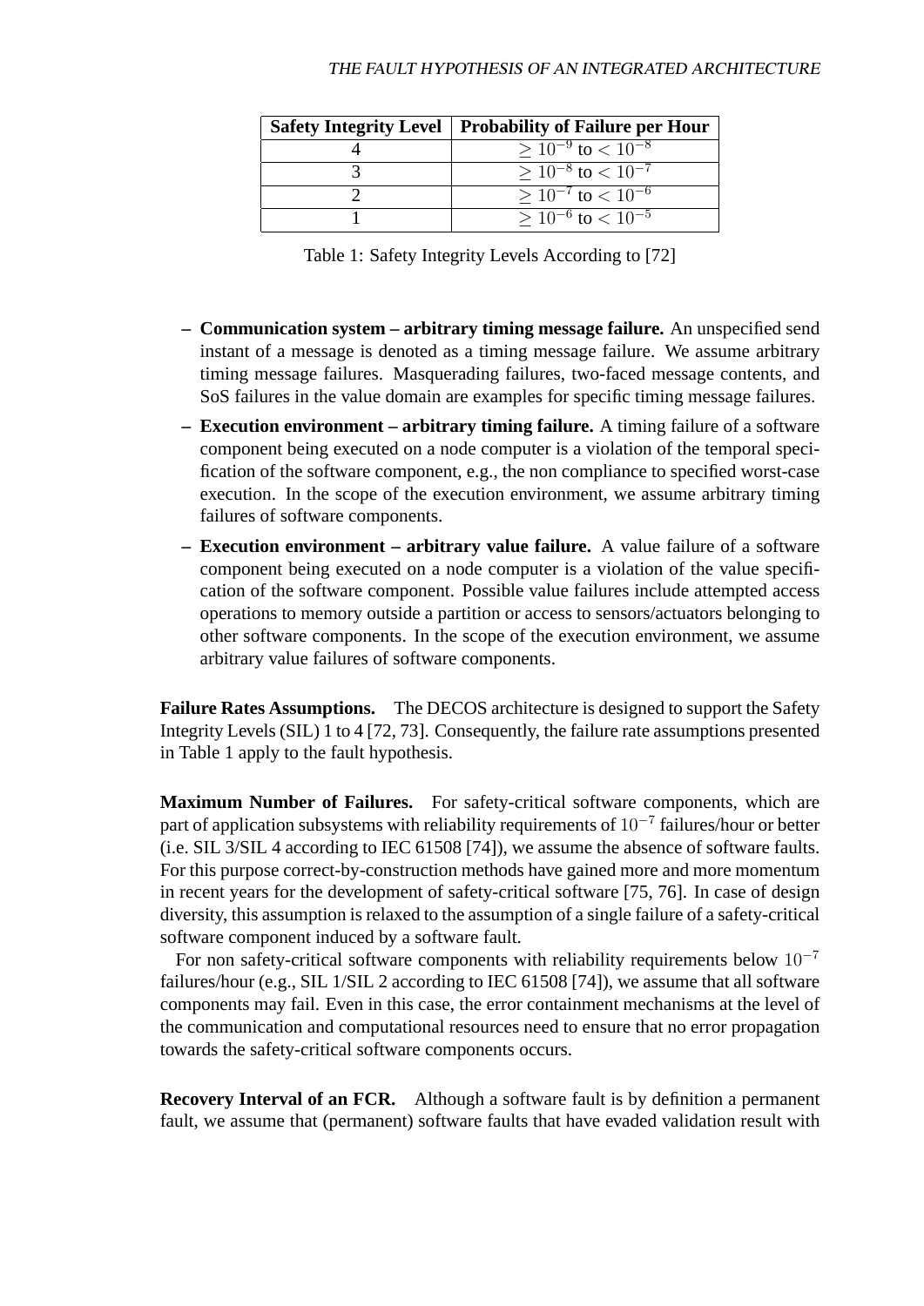| Safety Integrity Level | Probability of Failure per Hour |
|---|---|
| 4 | $\geq 10^{-9}$ to $< 10^{-8}$ |
| 3 | $\geq 10^{-8}$ to $< 10^{-7}$ |
| 2 | $\geq 10^{-7}$ to $< 10^{-6}$ |
| 1 | $\geq 10^{-6}$ to $< 10^{-5}$ |

Table 1: Safety Integrity Levels According to [72]

- **Communication system – arbitrary timing message failure.** An unspecified send instant of a message is denoted as a timing message failure. We assume arbitrary timing message failures. Masquerading failures, two-faced message contents, and SoS failures in the value domain are examples for specific timing message failures.
- **Execution environment – arbitrary timing failure.** A timing failure of a software component being executed on a node computer is a violation of the temporal specification of the software component, e.g., the non compliance to specified worst-case execution. In the scope of the execution environment, we assume arbitrary timing failures of software components.
- **Execution environment – arbitrary value failure.** A value failure of a software component being executed on a node computer is a violation of the value specification of the software component. Possible value failures include attempted access operations to memory outside a partition or access to sensors/actuators belonging to other software components. In the scope of the execution environment, we assume arbitrary value failures of software components.

**Failure Rates Assumptions.** The DECOS architecture is designed to support the Safety Integrity Levels (SIL) 1 to 4 [72, 73]. Consequently, the failure rate assumptions presented in Table 1 apply to the fault hypothesis.

**Maximum Number of Failures.** For safety-critical software components, which are part of application subsystems with reliability requirements of $10^{-7}$ failures/hour or better (i.e. SIL 3/SIL 4 according to IEC 61508 [74]), we assume the absence of software faults. For this purpose correct-by-construction methods have gained more and more momentum in recent years for the development of safety-critical software [75, 76]. In case of design diversity, this assumption is relaxed to the assumption of a single failure of a safety-critical software component induced by a software fault.

For non safety-critical software components with reliability requirements below $10^{-7}$ failures/hour (e.g., SIL 1/SIL 2 according to IEC 61508 [74]), we assume that all software components may fail. Even in this case, the error containment mechanisms at the level of the communication and computational resources need to ensure that no error propagation towards the safety-critical software components occurs.

**Recovery Interval of an FCR.** Although a software fault is by definition a permanent fault, we assume that (permanent) software faults that have evaded validation result with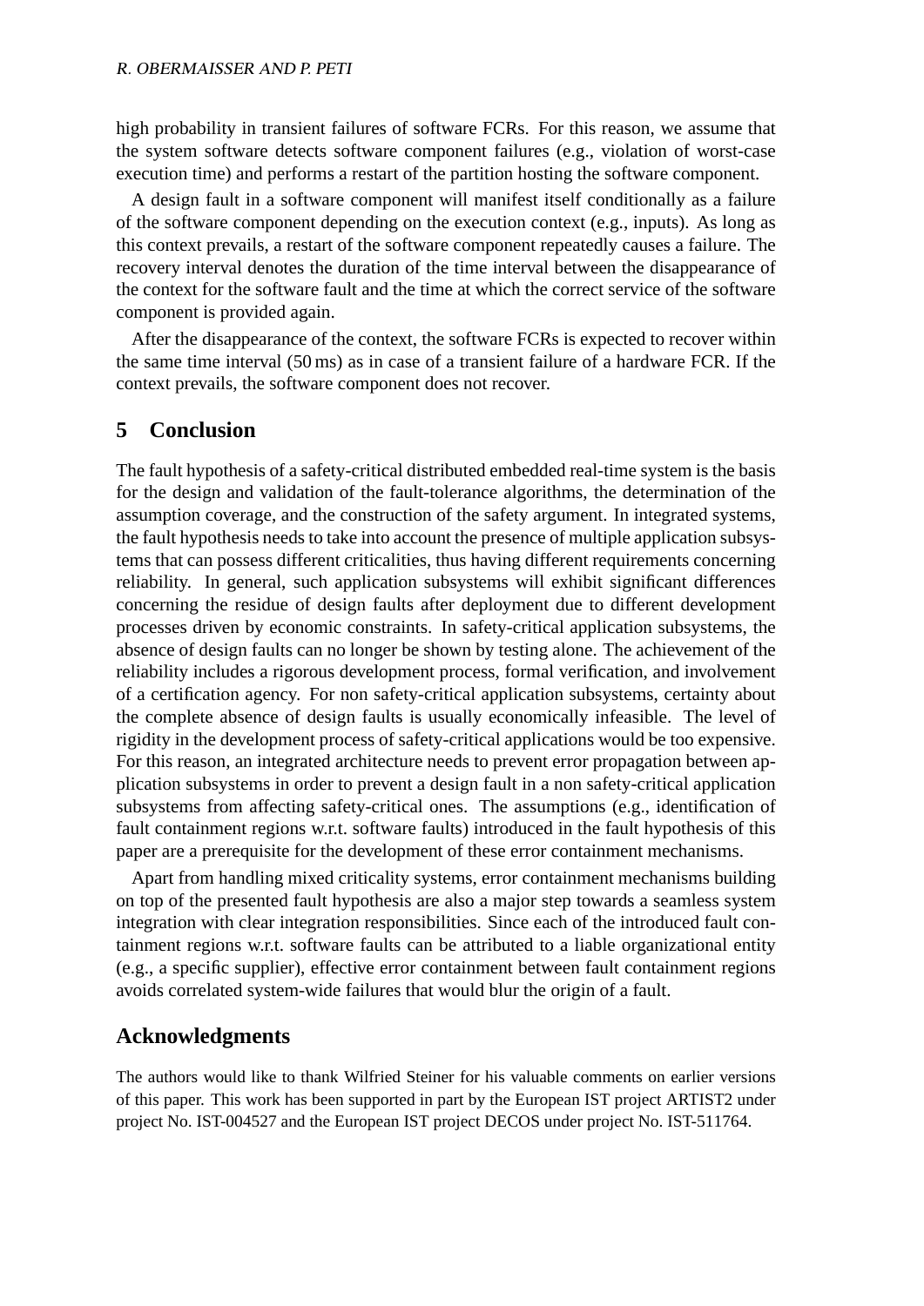high probability in transient failures of software FCRs. For this reason, we assume that the system software detects software component failures (e.g., violation of worst-case execution time) and performs a restart of the partition hosting the software component.

A design fault in a software component will manifest itself conditionally as a failure of the software component depending on the execution context (e.g., inputs). As long as this context prevails, a restart of the software component repeatedly causes a failure. The recovery interval denotes the duration of the time interval between the disappearance of the context for the software fault and the time at which the correct service of the software component is provided again.

After the disappearance of the context, the software FCRs is expected to recover within the same time interval (50 ms) as in case of a transient failure of a hardware FCR. If the context prevails, the software component does not recover.

## 5 Conclusion

The fault hypothesis of a safety-critical distributed embedded real-time system is the basis for the design and validation of the fault-tolerance algorithms, the determination of the assumption coverage, and the construction of the safety argument. In integrated systems, the fault hypothesis needs to take into account the presence of multiple application subsystems that can possess different criticalities, thus having different requirements concerning reliability. In general, such application subsystems will exhibit significant differences concerning the residue of design faults after deployment due to different development processes driven by economic constraints. In safety-critical application subsystems, the absence of design faults can no longer be shown by testing alone. The achievement of the reliability includes a rigorous development process, formal verification, and involvement of a certification agency. For non safety-critical application subsystems, certainty about the complete absence of design faults is usually economically infeasible. The level of rigidity in the development process of safety-critical applications would be too expensive. For this reason, an integrated architecture needs to prevent error propagation between application subsystems in order to prevent a design fault in a non safety-critical application subsystems from affecting safety-critical ones. The assumptions (e.g., identification of fault containment regions w.r.t. software faults) introduced in the fault hypothesis of this paper are a prerequisite for the development of these error containment mechanisms.

Apart from handling mixed criticality systems, error containment mechanisms building on top of the presented fault hypothesis are also a major step towards a seamless system integration with clear integration responsibilities. Since each of the introduced fault containment regions w.r.t. software faults can be attributed to a liable organizational entity (e.g., a specific supplier), effective error containment between fault containment regions avoids correlated system-wide failures that would blur the origin of a fault.

## Acknowledgments

The authors would like to thank Wilfried Steiner for his valuable comments on earlier versions of this paper. This work has been supported in part by the European IST project ARTIST2 under project No. IST-004527 and the European IST project DECOS under project No. IST-511764.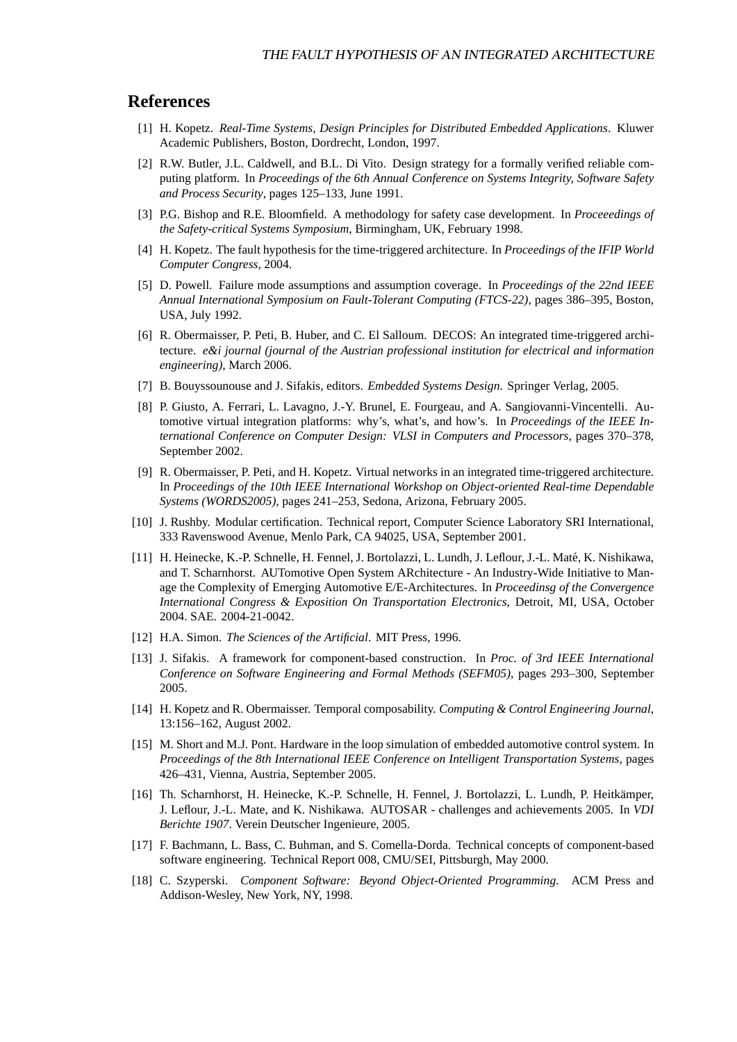## References

[1] H. Kopetz. *Real-Time Systems, Design Principles for Distributed Embedded Applications*. Kluwer Academic Publishers, Boston, Dordrecht, London, 1997.

[2] R.W. Butler, J.L. Caldwell, and B.L. Di Vito. Design strategy for a formally verified reliable computing platform. In *Proceedings of the 6th Annual Conference on Systems Integrity, Software Safety and Process Security*, pages 125–133, June 1991.

[3] P.G. Bishop and R.E. Bloomfield. A methodology for safety case development. In *Proceeedings of the Safety-critical Systems Symposium*, Birmingham, UK, February 1998.

[4] H. Kopetz. The fault hypothesis for the time-triggered architecture. In *Proceedings of the IFIP World Computer Congress*, 2004.

[5] D. Powell. Failure mode assumptions and assumption coverage. In *Proceedings of the 22nd IEEE Annual International Symposium on Fault-Tolerant Computing (FTCS-22)*, pages 386–395, Boston, USA, July 1992.

[6] R. Obermaisser, P. Peti, B. Huber, and C. El Salloum. DECOS: An integrated time-triggered architecture. *e&i journal (journal of the Austrian professional institution for electrical and information engineering)*, March 2006.

[7] B. Bouyssounouse and J. Sifakis, editors. *Embedded Systems Design*. Springer Verlag, 2005.

[8] P. Giusto, A. Ferrari, L. Lavagno, J.-Y. Brunel, E. Fourgeau, and A. Sangiovanni-Vincentelli. Automotive virtual integration platforms: why's, what's, and how's. In *Proceedings of the IEEE International Conference on Computer Design: VLSI in Computers and Processors*, pages 370–378, September 2002.

[9] R. Obermaisser, P. Peti, and H. Kopetz. Virtual networks in an integrated time-triggered architecture. In *Proceedings of the 10th IEEE International Workshop on Object-oriented Real-time Dependable Systems (WORDS2005)*, pages 241–253, Sedona, Arizona, February 2005.

[10] J. Rushby. Modular certification. Technical report, Computer Science Laboratory SRI International, 333 Ravenswood Avenue, Menlo Park, CA 94025, USA, September 2001.

[11] H. Heinecke, K.-P. Schnelle, H. Fennel, J. Bortolazzi, L. Lundh, J. Leflour, J.-L. Maté, K. Nishikawa, and T. Scharnhorst. AUTomotive Open System ARchitecture - An Industry-Wide Initiative to Manage the Complexity of Emerging Automotive E/E-Architectures. In *Proceedinsg of the Convergence International Congress & Exposition On Transportation Electronics*, Detroit, MI, USA, October 2004. SAE. 2004-21-0042.

[12] H.A. Simon. *The Sciences of the Artificial*. MIT Press, 1996.

[13] J. Sifakis. A framework for component-based construction. In *Proc. of 3rd IEEE International Conference on Software Engineering and Formal Methods (SEFM05)*, pages 293–300, September 2005.

[14] H. Kopetz and R. Obermaisser. Temporal composability. *Computing & Control Engineering Journal*, 13:156–162, August 2002.

[15] M. Short and M.J. Pont. Hardware in the loop simulation of embedded automotive control system. In *Proceedings of the 8th International IEEE Conference on Intelligent Transportation Systems*, pages 426–431, Vienna, Austria, September 2005.

[16] Th. Scharnhorst, H. Heinecke, K.-P. Schnelle, H. Fennel, J. Bortolazzi, L. Lundh, P. Heitkämper, J. Leflour, J.-L. Mate, and K. Nishikawa. AUTOSAR - challenges and achievements 2005. In *VDI Berichte 1907*. Verein Deutscher Ingenieure, 2005.

[17] F. Bachmann, L. Bass, C. Buhman, and S. Comella-Dorda. Technical concepts of component-based software engineering. Technical Report 008, CMU/SEI, Pittsburgh, May 2000.

[18] C. Szyperski. *Component Software: Beyond Object-Oriented Programming*. ACM Press and Addison-Wesley, New York, NY, 1998.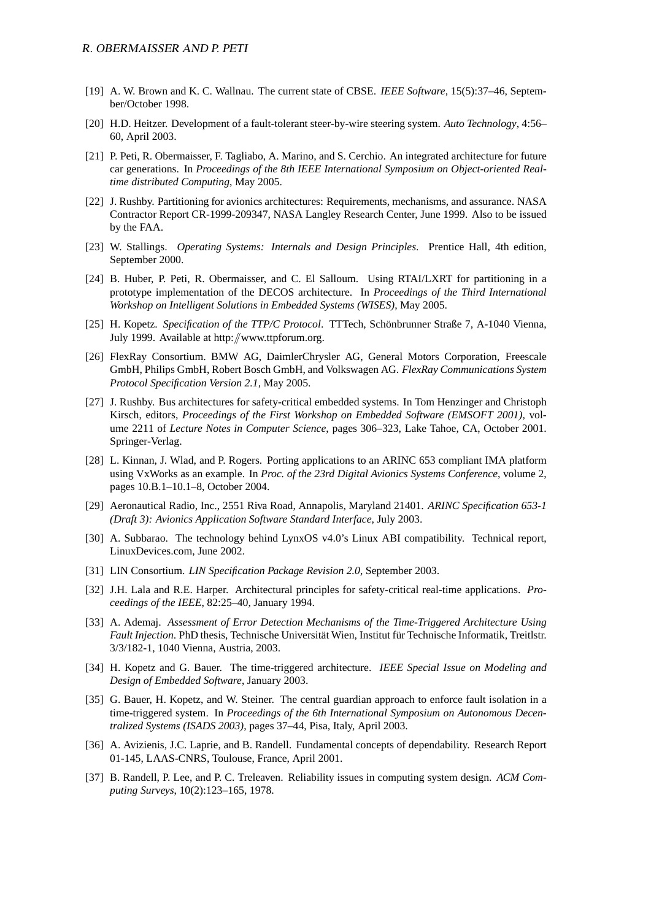[19] A. W. Brown and K. C. Wallnau. The current state of CBSE. *IEEE Software*, 15(5):37–46, September/October 1998.

[20] H.D. Heitzer. Development of a fault-tolerant steer-by-wire steering system. *Auto Technology*, 4:56–60, April 2003.

[21] P. Peti, R. Obermaisser, F. Tagliabo, A. Marino, and S. Cerchio. An integrated architecture for future car generations. In *Proceedings of the 8th IEEE International Symposium on Object-oriented Real-time distributed Computing*, May 2005.

[22] J. Rushby. Partitioning for avionics architectures: Requirements, mechanisms, and assurance. NASA Contractor Report CR-1999-209347, NASA Langley Research Center, June 1999. Also to be issued by the FAA.

[23] W. Stallings. *Operating Systems: Internals and Design Principles*. Prentice Hall, 4th edition, September 2000.

[24] B. Huber, P. Peti, R. Obermaisser, and C. El Salloum. Using RTAI/LXRT for partitioning in a prototype implementation of the DECOS architecture. In *Proceedings of the Third International Workshop on Intelligent Solutions in Embedded Systems (WISES)*, May 2005.

[25] H. Kopetz. *Specification of the TTP/C Protocol*. TTTech, Schönbrunner Straße 7, A-1040 Vienna, July 1999. Available at http://www.ttpforum.org.

[26] FlexRay Consortium. BMW AG, DaimlerChrysler AG, General Motors Corporation, Freescale GmbH, Philips GmbH, Robert Bosch GmbH, and Volkswagen AG. *FlexRay Communications System Protocol Specification Version 2.1*, May 2005.

[27] J. Rushby. Bus architectures for safety-critical embedded systems. In Tom Henzinger and Christoph Kirsch, editors, *Proceedings of the First Workshop on Embedded Software (EMSOFT 2001)*, volume 2211 of *Lecture Notes in Computer Science*, pages 306–323, Lake Tahoe, CA, October 2001. Springer-Verlag.

[28] L. Kinnan, J. Wlad, and P. Rogers. Porting applications to an ARINC 653 compliant IMA platform using VxWorks as an example. In *Proc. of the 23rd Digital Avionics Systems Conference*, volume 2, pages 10.B.1–10.1–8, October 2004.

[29] Aeronautical Radio, Inc., 2551 Riva Road, Annapolis, Maryland 21401. *ARINC Specification 653-1 (Draft 3): Avionics Application Software Standard Interface*, July 2003.

[30] A. Subbarao. The technology behind LynxOS v4.0's Linux ABI compatibility. Technical report, LinuxDevices.com, June 2002.

[31] LIN Consortium. *LIN Specification Package Revision 2.0*, September 2003.

[32] J.H. Lala and R.E. Harper. Architectural principles for safety-critical real-time applications. *Proceedings of the IEEE*, 82:25–40, January 1994.

[33] A. Ademaj. *Assessment of Error Detection Mechanisms of the Time-Triggered Architecture Using Fault Injection*. PhD thesis, Technische Universität Wien, Institut für Technische Informatik, Treitlstr. 3/3/182-1, 1040 Vienna, Austria, 2003.

[34] H. Kopetz and G. Bauer. The time-triggered architecture. *IEEE Special Issue on Modeling and Design of Embedded Software*, January 2003.

[35] G. Bauer, H. Kopetz, and W. Steiner. The central guardian approach to enforce fault isolation in a time-triggered system. In *Proceedings of the 6th International Symposium on Autonomous Decentralized Systems (ISADS 2003)*, pages 37–44, Pisa, Italy, April 2003.

[36] A. Avizienis, J.C. Laprie, and B. Randell. Fundamental concepts of dependability. Research Report 01-145, LAAS-CNRS, Toulouse, France, April 2001.

[37] B. Randell, P. Lee, and P. C. Treleaven. Reliability issues in computing system design. *ACM Computing Surveys*, 10(2):123–165, 1978.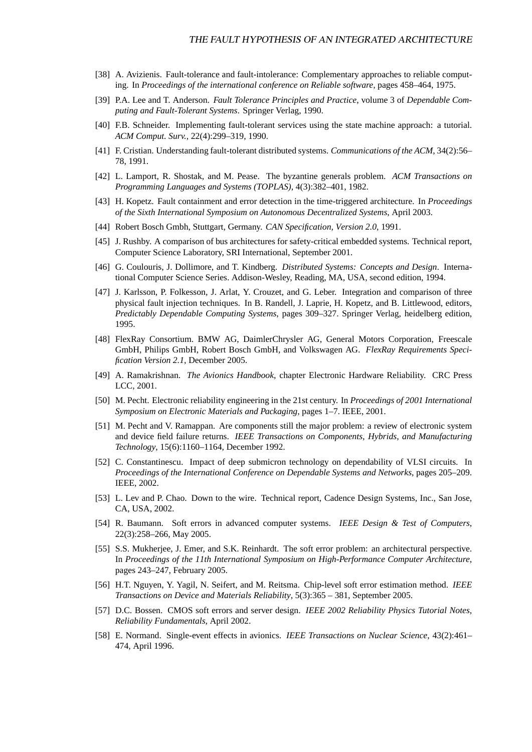[38] A. Avizienis. Fault-tolerance and fault-intolerance: Complementary approaches to reliable computing. In *Proceedings of the international conference on Reliable software*, pages 458–464, 1975.

[39] P.A. Lee and T. Anderson. *Fault Tolerance Principles and Practice*, volume 3 of *Dependable Computing and Fault-Tolerant Systems*. Springer Verlag, 1990.

[40] F.B. Schneider. Implementing fault-tolerant services using the state machine approach: a tutorial. *ACM Comput. Surv.*, 22(4):299–319, 1990.

[41] F. Cristian. Understanding fault-tolerant distributed systems. *Communications of the ACM*, 34(2):56–78, 1991.

[42] L. Lamport, R. Shostak, and M. Pease. The byzantine generals problem. *ACM Transactions on Programming Languages and Systems (TOPLAS)*, 4(3):382–401, 1982.

[43] H. Kopetz. Fault containment and error detection in the time-triggered architecture. In *Proceedings of the Sixth International Symposium on Autonomous Decentralized Systems*, April 2003.

[44] Robert Bosch Gmbh, Stuttgart, Germany. *CAN Specification, Version 2.0*, 1991.

[45] J. Rushby. A comparison of bus architectures for safety-critical embedded systems. Technical report, Computer Science Laboratory, SRI International, September 2001.

[46] G. Coulouris, J. Dollimore, and T. Kindberg. *Distributed Systems: Concepts and Design*. International Computer Science Series. Addison-Wesley, Reading, MA, USA, second edition, 1994.

[47] J. Karlsson, P. Folkesson, J. Arlat, Y. Crouzet, and G. Leber. Integration and comparison of three physical fault injection techniques. In B. Randell, J. Laprie, H. Kopetz, and B. Littlewood, editors, *Predictably Dependable Computing Systems*, pages 309–327. Springer Verlag, heidelberg edition, 1995.

[48] FlexRay Consortium. BMW AG, DaimlerChrysler AG, General Motors Corporation, Freescale GmbH, Philips GmbH, Robert Bosch GmbH, and Volkswagen AG. *FlexRay Requirements Specification Version 2.1*, December 2005.

[49] A. Ramakrishnan. *The Avionics Handbook*, chapter Electronic Hardware Reliability. CRC Press LCC, 2001.

[50] M. Pecht. Electronic reliability engineering in the 21st century. In *Proceedings of 2001 International Symposium on Electronic Materials and Packaging*, pages 1–7. IEEE, 2001.

[51] M. Pecht and V. Ramappan. Are components still the major problem: a review of electronic system and device field failure returns. *IEEE Transactions on Components, Hybrids, and Manufacturing Technology*, 15(6):1160–1164, December 1992.

[52] C. Constantinescu. Impact of deep submicron technology on dependability of VLSI circuits. In *Proceedings of the International Conference on Dependable Systems and Networks*, pages 205–209. IEEE, 2002.

[53] L. Lev and P. Chao. Down to the wire. Technical report, Cadence Design Systems, Inc., San Jose, CA, USA, 2002.

[54] R. Baumann. Soft errors in advanced computer systems. *IEEE Design & Test of Computers*, 22(3):258–266, May 2005.

[55] S.S. Mukherjee, J. Emer, and S.K. Reinhardt. The soft error problem: an architectural perspective. In *Proceedings of the 11th International Symposium on High-Performance Computer Architecture*, pages 243–247, February 2005.

[56] H.T. Nguyen, Y. Yagil, N. Seifert, and M. Reitsma. Chip-level soft error estimation method. *IEEE Transactions on Device and Materials Reliability*, 5(3):365 – 381, September 2005.

[57] D.C. Bossen. CMOS soft errors and server design. *IEEE 2002 Reliability Physics Tutorial Notes, Reliability Fundamentals*, April 2002.

[58] E. Normand. Single-event effects in avionics. *IEEE Transactions on Nuclear Science*, 43(2):461–474, April 1996.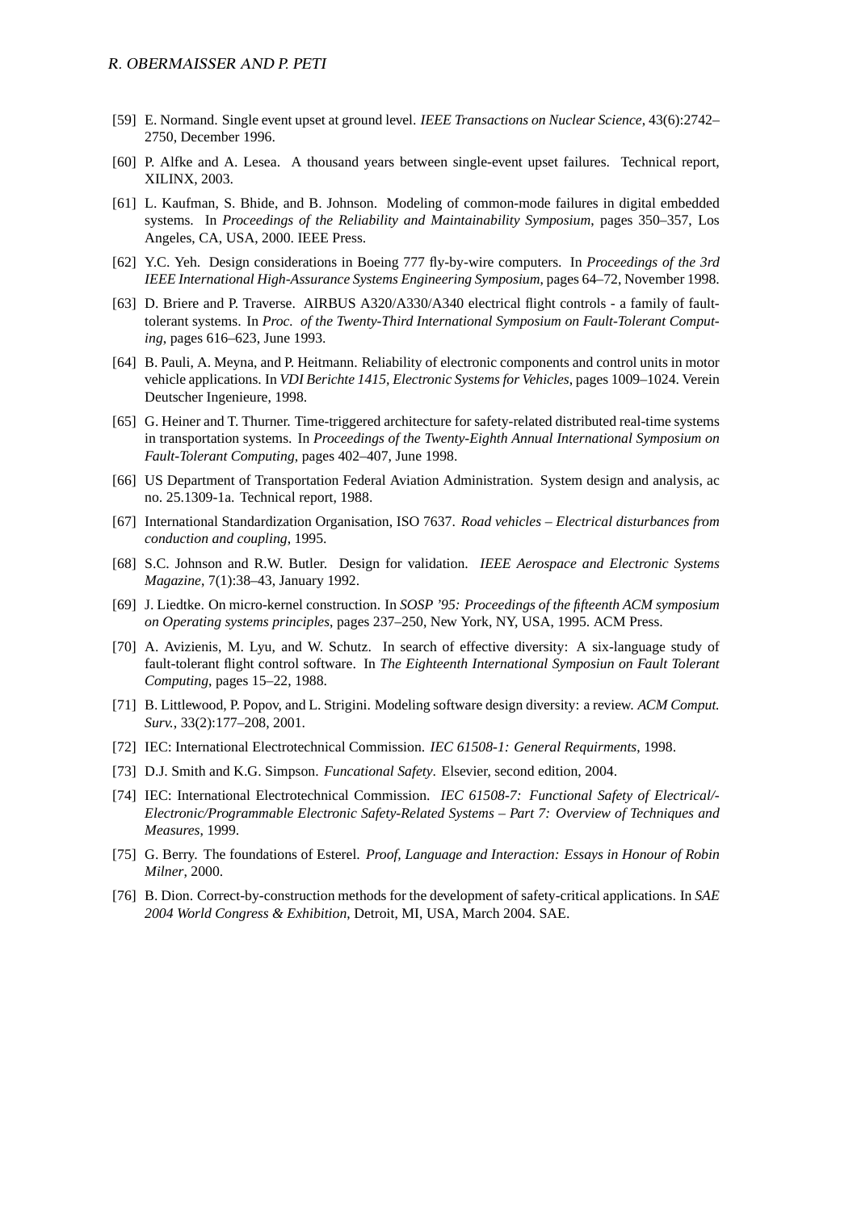[59] E. Normand. Single event upset at ground level. *IEEE Transactions on Nuclear Science*, 43(6):2742–2750, December 1996.

[60] P. Alfke and A. Lesea. A thousand years between single-event upset failures. Technical report, XILINX, 2003.

[61] L. Kaufman, S. Bhide, and B. Johnson. Modeling of common-mode failures in digital embedded systems. In *Proceedings of the Reliability and Maintainability Symposium*, pages 350–357, Los Angeles, CA, USA, 2000. IEEE Press.

[62] Y.C. Yeh. Design considerations in Boeing 777 fly-by-wire computers. In *Proceedings of the 3rd IEEE International High-Assurance Systems Engineering Symposium*, pages 64–72, November 1998.

[63] D. Briere and P. Traverse. AIRBUS A320/A330/A340 electrical flight controls - a family of fault-tolerant systems. In *Proc. of the Twenty-Third International Symposium on Fault-Tolerant Computing*, pages 616–623, June 1993.

[64] B. Pauli, A. Meyna, and P. Heitmann. Reliability of electronic components and control units in motor vehicle applications. In *VDI Berichte 1415, Electronic Systems for Vehicles*, pages 1009–1024. Verein Deutscher Ingenieure, 1998.

[65] G. Heiner and T. Thurner. Time-triggered architecture for safety-related distributed real-time systems in transportation systems. In *Proceedings of the Twenty-Eighth Annual International Symposium on Fault-Tolerant Computing*, pages 402–407, June 1998.

[66] US Department of Transportation Federal Aviation Administration. System design and analysis, ac no. 25.1309-1a. Technical report, 1988.

[67] International Standardization Organisation, ISO 7637. *Road vehicles – Electrical disturbances from conduction and coupling*, 1995.

[68] S.C. Johnson and R.W. Butler. Design for validation. *IEEE Aerospace and Electronic Systems Magazine*, 7(1):38–43, January 1992.

[69] J. Liedtke. On micro-kernel construction. In *SOSP '95: Proceedings of the fifteenth ACM symposium on Operating systems principles*, pages 237–250, New York, NY, USA, 1995. ACM Press.

[70] A. Avizienis, M. Lyu, and W. Schutz. In search of effective diversity: A six-language study of fault-tolerant flight control software. In *The Eighteenth International Symposiun on Fault Tolerant Computing*, pages 15–22, 1988.

[71] B. Littlewood, P. Popov, and L. Strigini. Modeling software design diversity: a review. *ACM Comput. Surv.*, 33(2):177–208, 2001.

[72] IEC: International Electrotechnical Commission. *IEC 61508-1: General Requirments*, 1998.

[73] D.J. Smith and K.G. Simpson. *Funcational Safety*. Elsevier, second edition, 2004.

[74] IEC: International Electrotechnical Commission. *IEC 61508-7: Functional Safety of Electrical/-Electronic/Programmable Electronic Safety-Related Systems – Part 7: Overview of Techniques and Measures*, 1999.

[75] G. Berry. The foundations of Esterel. *Proof, Language and Interaction: Essays in Honour of Robin Milner*, 2000.

[76] B. Dion. Correct-by-construction methods for the development of safety-critical applications. In *SAE 2004 World Congress & Exhibition*, Detroit, MI, USA, March 2004. SAE.